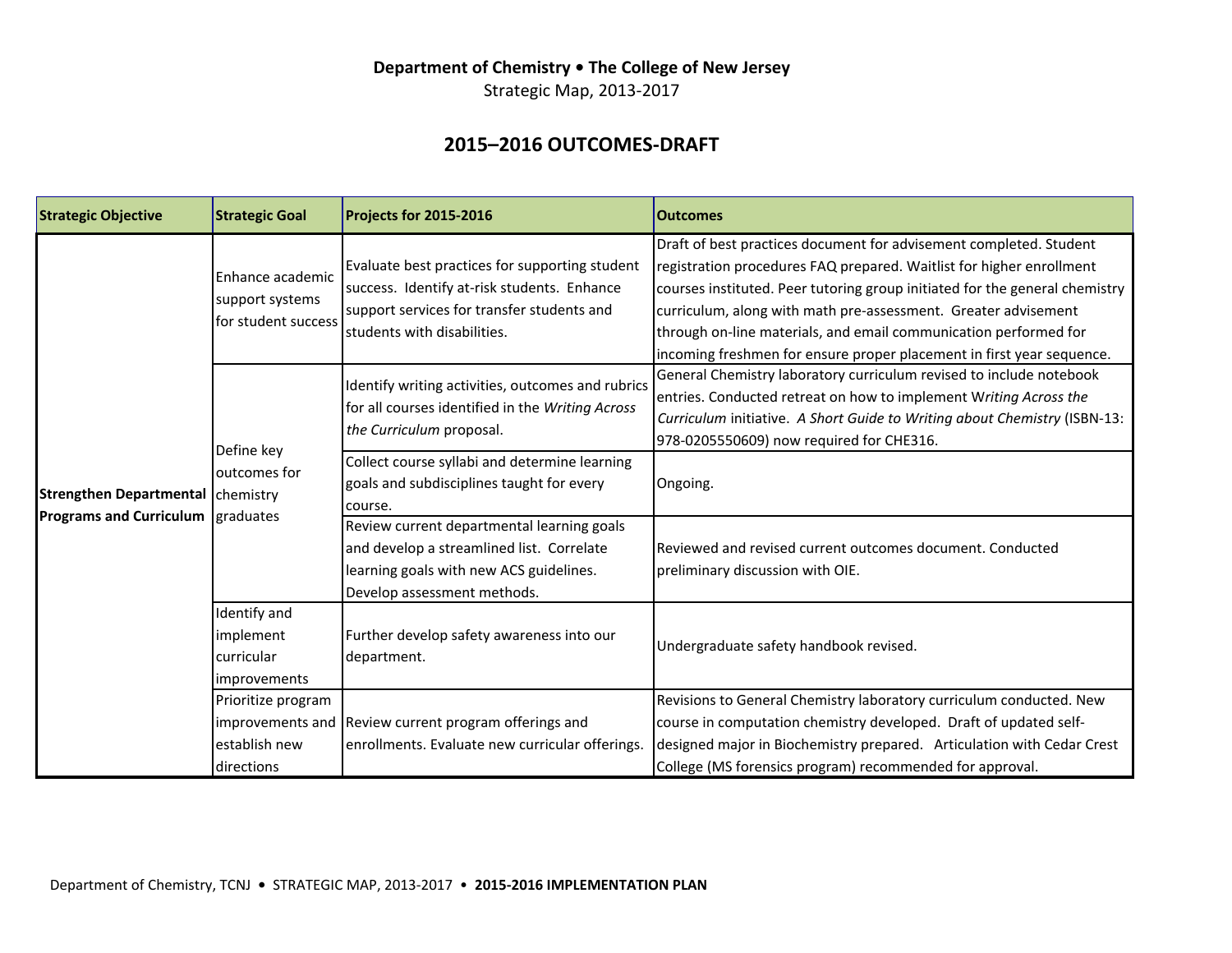**Department of Chemistry • The College of New Jersey**

Strategic Map, 2013-2017

## 2015–2016 OUTCOMES-DRAFT

| Strategic Objective | Strategic Goal | Projects for 2015-2016 | Outcomes |
|---|---|---|---|
| **Strengthen Departmental Programs and Curriculum** | Enhance academic support systems for student success | Evaluate best practices for supporting student success. Identify at-risk students. Enhance support services for transfer students and students with disabilities. | Draft of best practices document for advisement completed. Student registration procedures FAQ prepared. Waitlist for higher enrollment courses instituted. Peer tutoring group initiated for the general chemistry curriculum, along with math pre-assessment. Greater advisement through on-line materials, and email communication performed for incoming freshmen for ensure proper placement in first year sequence. |
| | Define key outcomes for chemistry graduates | Identify writing activities, outcomes and rubrics for all courses identified in the *Writing Across the Curriculum* proposal. | General Chemistry laboratory curriculum revised to include notebook entries. Conducted retreat on how to implement W*riting Across the Curriculum* initiative. *A Short Guide to Writing about Chemistry* (ISBN-13: 978-0205550609) now required for CHE316. |
| | | Collect course syllabi and determine learning goals and subdisciplines taught for every course. | Ongoing. |
| | | Review current departmental learning goals and develop a streamlined list. Correlate learning goals with new ACS guidelines. Develop assessment methods. | Reviewed and revised current outcomes document. Conducted preliminary discussion with OIE. |
| | Identify and implement curricular improvements | Further develop safety awareness into our department. | Undergraduate safety handbook revised. |
| | Prioritize program improvements and establish new directions | Review current program offerings and enrollments. Evaluate new curricular offerings. | Revisions to General Chemistry laboratory curriculum conducted. New course in computation chemistry developed. Draft of updated self-designed major in Biochemistry prepared. Articulation with Cedar Crest College (MS forensics program) recommended for approval. |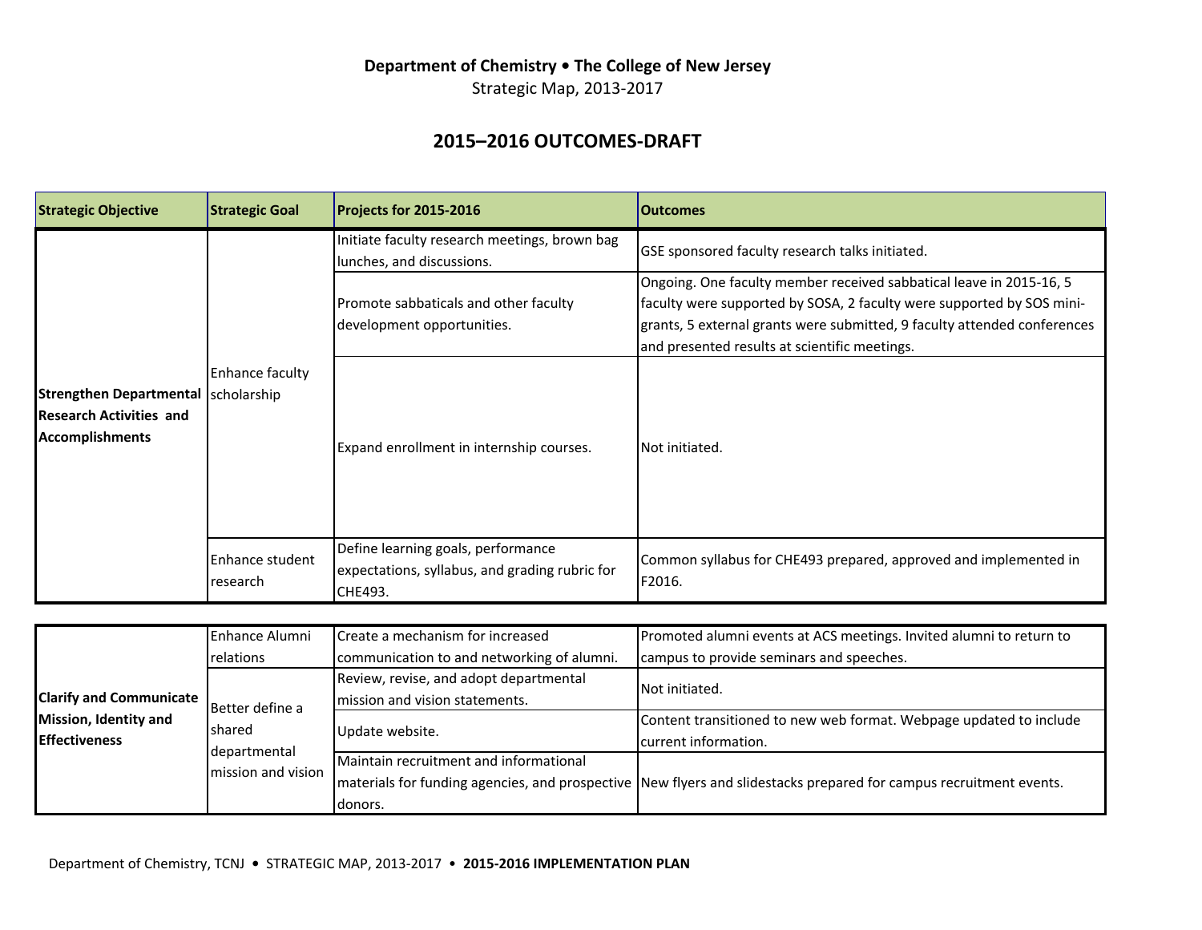**Department of Chemistry • The College of New Jersey**
Strategic Map, 2013-2017

## 2015–2016 OUTCOMES-DRAFT

| Strategic Objective | Strategic Goal | Projects for 2015-2016 | Outcomes |
|---|---|---|---|
| Strengthen Departmental Research Activities and Accomplishments | Enhance faculty scholarship | Initiate faculty research meetings, brown bag lunches, and discussions. | GSE sponsored faculty research talks initiated. |
| | | Promote sabbaticals and other faculty development opportunities. | Ongoing. One faculty member received sabbatical leave in 2015-16, 5 faculty were supported by SOSA, 2 faculty were supported by SOS mini-grants, 5 external grants were submitted, 9 faculty attended conferences and presented results at scientific meetings. |
| | | Expand enrollment in internship courses. | Not initiated. |
| | Enhance student research | Define learning goals, performance expectations, syllabus, and grading rubric for CHE493. | Common syllabus for CHE493 prepared, approved and implemented in F2016. |

| Strategic Objective | Strategic Goal | Projects for 2015-2016 | Outcomes |
|---|---|---|---|
| Clarify and Communicate Mission, Identity and Effectiveness | Enhance Alumni relations | Create a mechanism for increased communication to and networking of alumni. | Promoted alumni events at ACS meetings. Invited alumni to return to campus to provide seminars and speeches. |
| | Better define a shared departmental mission and vision | Review, revise, and adopt departmental mission and vision statements. | Not initiated. |
| | | Update website. | Content transitioned to new web format. Webpage updated to include current information. |
| | | Maintain recruitment and informational materials for funding agencies, and prospective donors. | New flyers and slidestacks prepared for campus recruitment events. |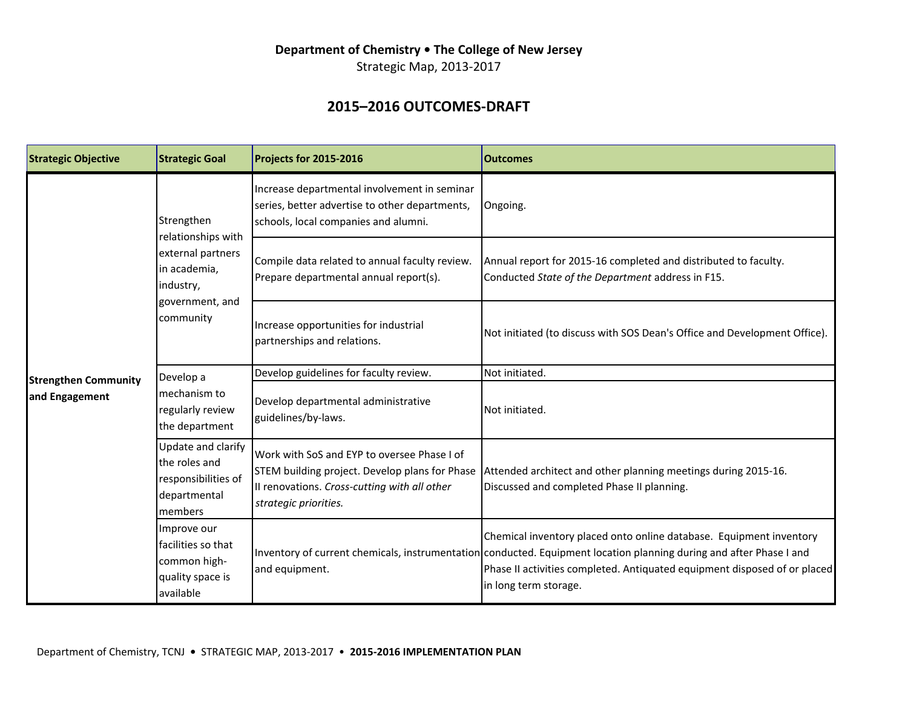**Department of Chemistry • The College of New Jersey**
Strategic Map, 2013-2017

## 2015–2016 OUTCOMES-DRAFT

| Strategic Objective | Strategic Goal | Projects for 2015-2016 | Outcomes |
|---|---|---|---|
| **Strengthen Community and Engagement** | Strengthen relationships with external partners in academia, industry, government, and community | Increase departmental involvement in seminar series, better advertise to other departments, schools, local companies and alumni. | Ongoing. |
| | | Compile data related to annual faculty review. Prepare departmental annual report(s). | Annual report for 2015-16 completed and distributed to faculty. Conducted *State of the Department* address in F15. |
| | | Increase opportunities for industrial partnerships and relations. | Not initiated (to discuss with SOS Dean's Office and Development Office). |
| | Develop a mechanism to regularly review the department | Develop guidelines for faculty review. | Not initiated. |
| | | Develop departmental administrative guidelines/by-laws. | Not initiated. |
| | Update and clarify the roles and responsibilities of departmental members | Work with SoS and EYP to oversee Phase I of STEM building project. Develop plans for Phase II renovations. *Cross-cutting with all other strategic priorities.* | Attended architect and other planning meetings during 2015-16. Discussed and completed Phase II planning. |
| | Improve our facilities so that common high-quality space is available | Inventory of current chemicals, instrumentation and equipment. | Chemical inventory placed onto online database. Equipment inventory conducted. Equipment location planning during and after Phase I and Phase II activities completed. Antiquated equipment disposed of or placed in long term storage. |